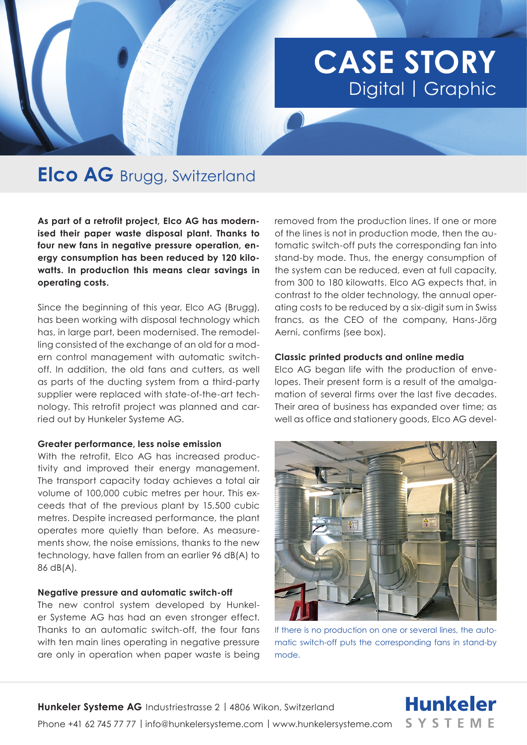# CASE STORY
Digital | Graphic

## Elco AG Brugg, Switzerland

**As part of a retrofit project, Elco AG has modernised their paper waste disposal plant. Thanks to four new fans in negative pressure operation, energy consumption has been reduced by 120 kilowatts. In production this means clear savings in operating costs.**

Since the beginning of this year, Elco AG (Brugg), has been working with disposal technology which has, in large part, been modernised. The remodelling consisted of the exchange of an old for a modern control management with automatic switch-off. In addition, the old fans and cutters, as well as parts of the ducting system from a third-party supplier were replaced with state-of-the-art technology. This retrofit project was planned and carried out by Hunkeler Systeme AG.

### Greater performance, less noise emission

With the retrofit, Elco AG has increased productivity and improved their energy management. The transport capacity today achieves a total air volume of 100,000 cubic metres per hour. This exceeds that of the previous plant by 15,500 cubic metres. Despite increased performance, the plant operates more quietly than before. As measurements show, the noise emissions, thanks to the new technology, have fallen from an earlier 96 dB(A) to 86 dB(A).

### Negative pressure and automatic switch-off

The new control system developed by Hunkeler Systeme AG has had an even stronger effect. Thanks to an automatic switch-off, the four fans with ten main lines operating in negative pressure are only in operation when paper waste is being removed from the production lines. If one or more of the lines is not in production mode, then the automatic switch-off puts the corresponding fan into stand-by mode. Thus, the energy consumption of the system can be reduced, even at full capacity, from 300 to 180 kilowatts. Elco AG expects that, in contrast to the older technology, the annual operating costs to be reduced by a six-digit sum in Swiss francs, as the CEO of the company, Hans-Jörg Aerni, confirms (see box).

### Classic printed products and online media

Elco AG began life with the production of envelopes. Their present form is a result of the amalgamation of several firms over the last five decades. Their area of business has expanded over time; as well as office and stationery goods, Elco AG devel-

If there is no production on one or several lines, the automatic switch-off puts the corresponding fans in stand-by mode.

**Hunkeler Systeme AG** Industriestrasse 2 | 4806 Wikon, Switzerland
Phone +41 62 745 77 77 | info@hunkelersysteme.com | www.hunkelersysteme.com

Hunkeler SYSTEME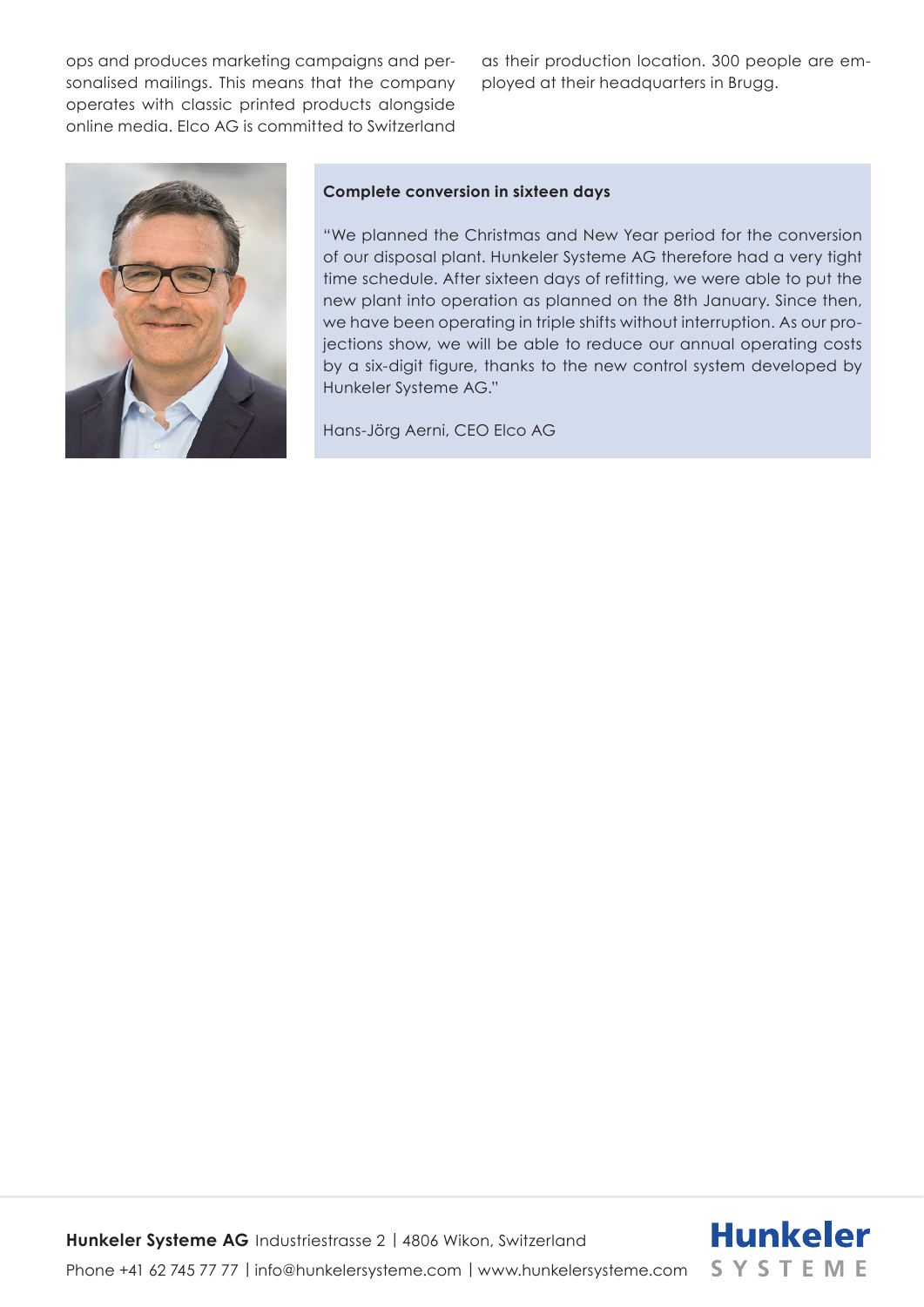ops and produces marketing campaigns and personalised mailings. This means that the company operates with classic printed products alongside online media. Elco AG is committed to Switzerland as their production location. 300 people are employed at their headquarters in Brugg.

**Complete conversion in sixteen days**

"We planned the Christmas and New Year period for the conversion of our disposal plant. Hunkeler Systeme AG therefore had a very tight time schedule. After sixteen days of refitting, we were able to put the new plant into operation as planned on the 8th January. Since then, we have been operating in triple shifts without interruption. As our projections show, we will be able to reduce our annual operating costs by a six-digit figure, thanks to the new control system developed by Hunkeler Systeme AG."

Hans-Jörg Aerni, CEO Elco AG

**Hunkeler Systeme AG** Industriestrasse 2 | 4806 Wikon, Switzerland
Phone +41 62 745 77 77 | info@hunkelersysteme.com | www.hunkelersysteme.com